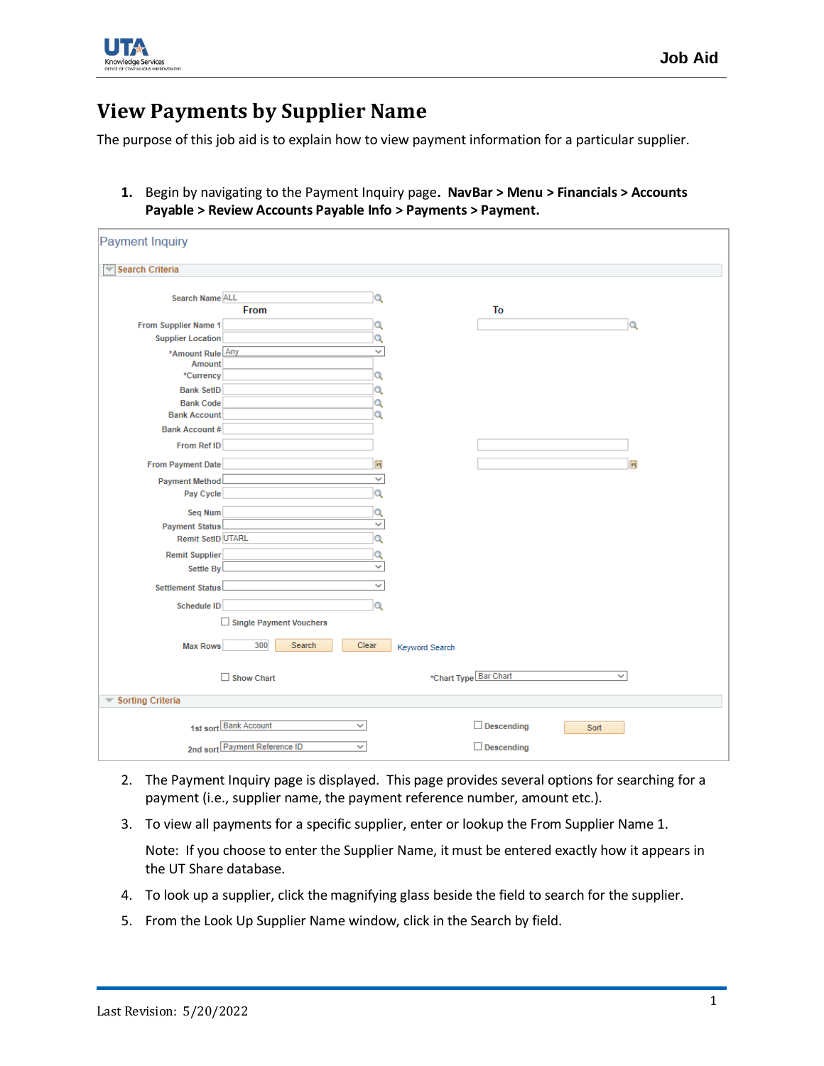# View Payments by Supplier Name

The purpose of this job aid is to explain how to view payment information for a particular supplier.

1. Begin by navigating to the Payment Inquiry page. **NavBar > Menu > Financials > Accounts Payable > Review Accounts Payable Info > Payments > Payment.**

2. The Payment Inquiry page is displayed. This page provides several options for searching for a payment (i.e., supplier name, the payment reference number, amount etc.).
3. To view all payments for a specific supplier, enter or lookup the From Supplier Name 1.

   Note: If you choose to enter the Supplier Name, it must be entered exactly how it appears in the UT Share database.
4. To look up a supplier, click the magnifying glass beside the field to search for the supplier.
5. From the Look Up Supplier Name window, click in the Search by field.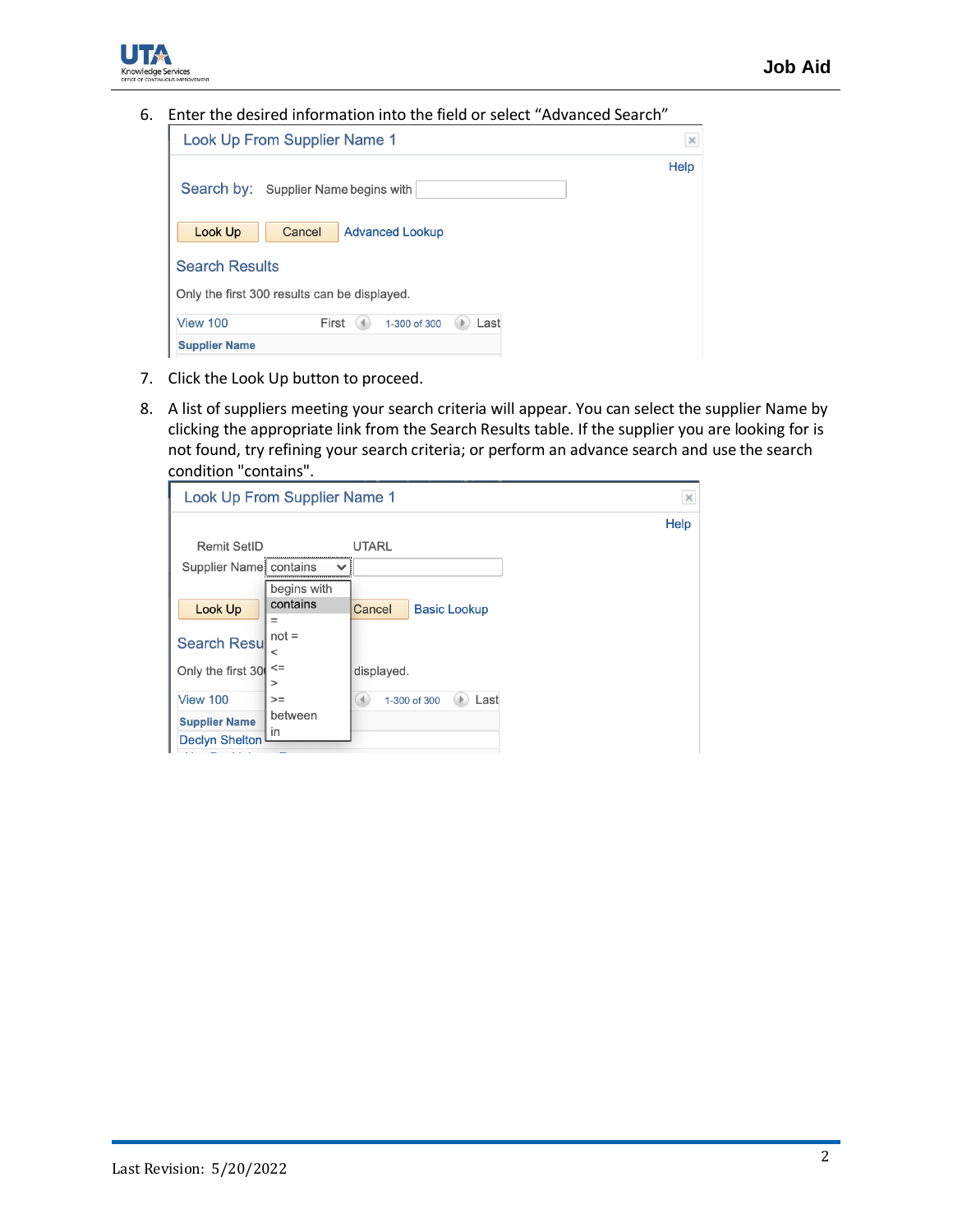6. Enter the desired information into the field or select "Advanced Search"

Look Up From Supplier Name 1

Help

Search by: Supplier Name begins with

Look Up | Cancel | Advanced Lookup

Search Results

Only the first 300 results can be displayed.

View 100 First 1-300 of 300 Last

Supplier Name

7. Click the Look Up button to proceed.

8. A list of suppliers meeting your search criteria will appear. You can select the supplier Name by clicking the appropriate link from the Search Results table. If the supplier you are looking for is not found, try refining your search criteria; or perform an advance search and use the search condition "contains".

Look Up From Supplier Name 1

Help

Remit SetID UTARL

Supplier Name contains

begins with
contains
=
not =
<
<=
>
>=
between
in

Look Up | Cancel | Basic Lookup

Search Results

Only the first 300 results can be displayed.

View 100 1-300 of 300 Last

Supplier Name

Declyn Shelton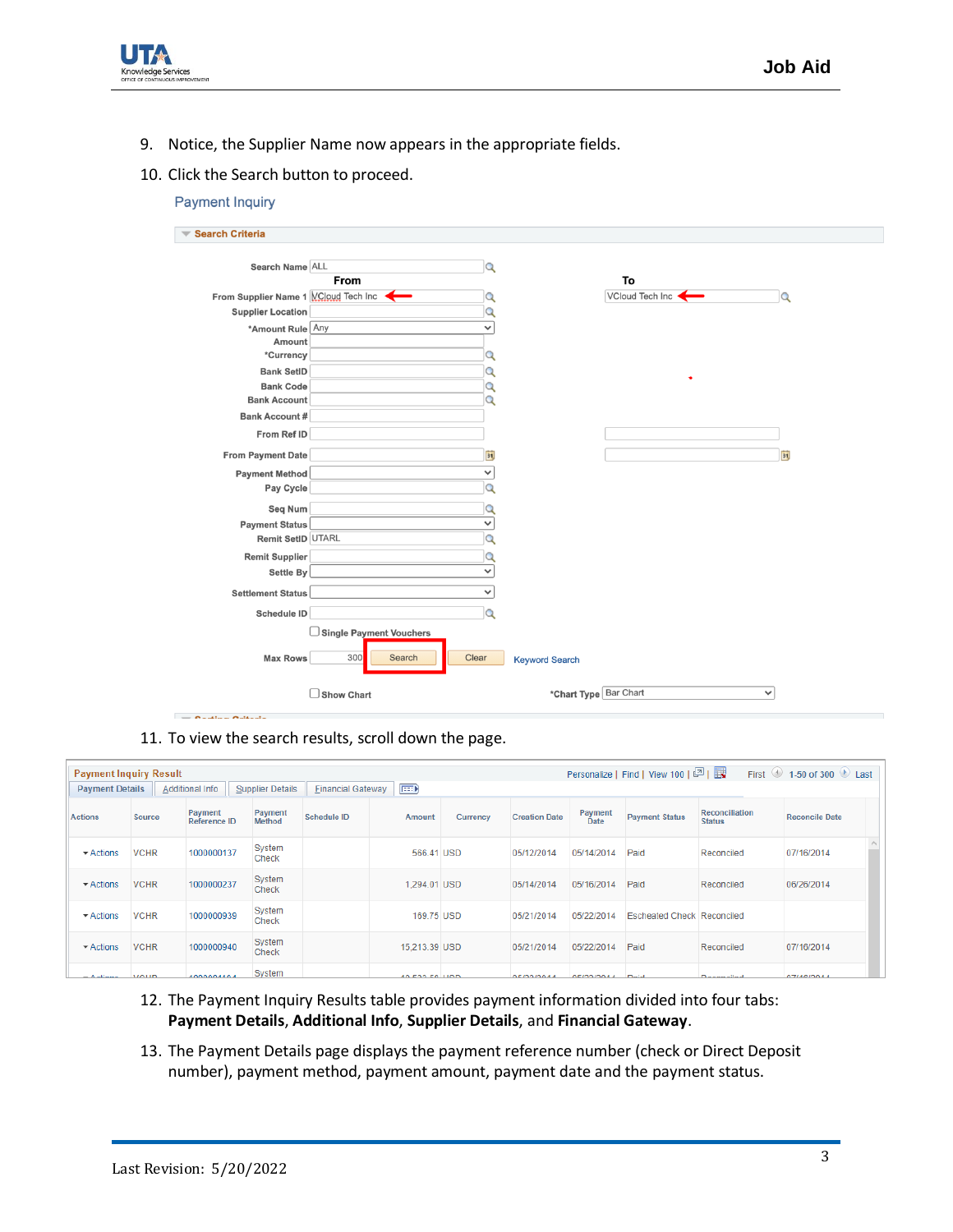9. Notice, the Supplier Name now appears in the appropriate fields.
10. Click the Search button to proceed.

**Payment Inquiry**

**Search Criteria**

| Field | From | To |
|---|---|---|
| Search Name | ALL | |
| From Supplier Name 1 | VCloud Tech Inc | VCloud Tech Inc |
| Supplier Location | | |
| *Amount Rule | Any | |
| Amount | | |
| *Currency | | |
| Bank SetID | | |
| Bank Code | | |
| Bank Account | | |
| Bank Account # | | |
| From Ref ID | | |
| From Payment Date | | |
| Payment Method | | |
| Pay Cycle | | |
| Seq Num | | |
| Payment Status | | |
| Remit SetID | UTARL | |
| Remit Supplier | | |
| Settle By | | |
| Settlement Status | | |
| Schedule ID | | |

☐ Single Payment Vouchers

Max Rows 300 | Search | Clear | Keyword Search

☐ Show Chart | *Chart Type Bar Chart

11. To view the search results, scroll down the page.

**Payment Inquiry Result**

Payment Details | Additional Info | Supplier Details | Financial Gateway

| Actions | Source | Payment Reference ID | Payment Method | Schedule ID | Amount | Currency | Creation Date | Payment Date | Payment Status | Reconciliation Status | Reconcile Date |
|---|---|---|---|---|---|---|---|---|---|---|---|
| Actions | VCHR | 1000000137 | System Check | | 566.41 | USD | 05/12/2014 | 05/14/2014 | Paid | Reconciled | 07/16/2014 |
| Actions | VCHR | 1000000237 | System Check | | 1,294.01 | USD | 05/14/2014 | 05/16/2014 | Paid | Reconciled | 06/26/2014 |
| Actions | VCHR | 1000000939 | System Check | | 169.75 | USD | 05/21/2014 | 05/22/2014 | Escheated Check | Reconciled | |
| Actions | VCHR | 1000000940 | System Check | | 15,213.39 | USD | 05/21/2014 | 05/22/2014 | Paid | Reconciled | 07/16/2014 |

12. The Payment Inquiry Results table provides payment information divided into four tabs: **Payment Details**, **Additional Info**, **Supplier Details**, and **Financial Gateway**.
13. The Payment Details page displays the payment reference number (check or Direct Deposit number), payment method, payment amount, payment date and the payment status.

Last Revision: 5/20/2022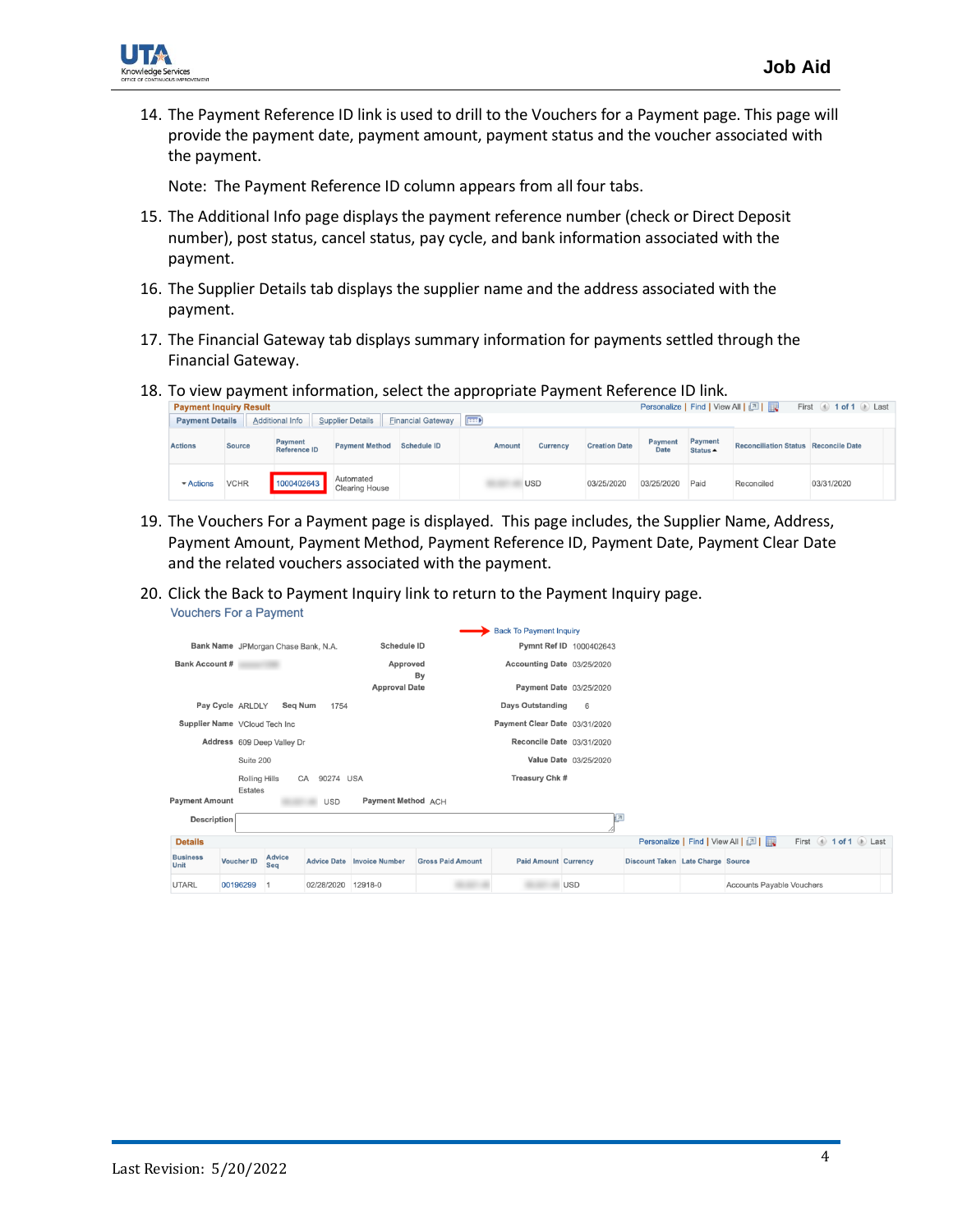14. The Payment Reference ID link is used to drill to the Vouchers for a Payment page. This page will provide the payment date, payment amount, payment status and the voucher associated with the payment.

    Note: The Payment Reference ID column appears from all four tabs.

15. The Additional Info page displays the payment reference number (check or Direct Deposit number), post status, cancel status, pay cycle, and bank information associated with the payment.

16. The Supplier Details tab displays the supplier name and the address associated with the payment.

17. The Financial Gateway tab displays summary information for payments settled through the Financial Gateway.

18. To view payment information, select the appropriate Payment Reference ID link.

**Payment Inquiry Result** — Personalize | Find | View All | First 1 of 1 Last

Payment Details | Additional Info | Supplier Details | Financial Gateway

| Actions | Source | Payment Reference ID | Payment Method | Schedule ID | Amount | Currency | Creation Date | Payment Date | Payment Status | Reconciliation Status | Reconcile Date |
|---|---|---|---|---|---|---|---|---|---|---|---|
| Actions | VCHR | 1000402643 | Automated Clearing House | | | USD | 03/25/2020 | 03/25/2020 | Paid | Reconciled | 03/31/2020 |

19. The Vouchers For a Payment page is displayed. This page includes, the Supplier Name, Address, Payment Amount, Payment Method, Payment Reference ID, Payment Date, Payment Clear Date and the related vouchers associated with the payment.

20. Click the Back to Payment Inquiry link to return to the Payment Inquiry page.

**Vouchers For a Payment**

Back To Payment Inquiry

Bank Name: JPMorgan Chase Bank, N.A.
Bank Account #:
Schedule ID:
Approved By:
Approval Date:
Pymnt Ref ID: 1000402643
Accounting Date: 03/25/2020
Payment Date: 03/25/2020
Pay Cycle: ARLDLY  Seq Num: 1754
Days Outstanding: 6
Supplier Name: VCloud Tech Inc
Payment Clear Date: 03/31/2020
Address: 609 Deep Valley Dr, Suite 200, Rolling Hills Estates CA 90274 USA
Reconcile Date: 03/31/2020
Value Date: 03/25/2020
Treasury Chk #:
Payment Amount: USD
Payment Method: ACH
Description:

**Details** — Personalize | Find | View All | First 1 of 1 Last

| Business Unit | Voucher ID | Advice Seq | Advice Date | Invoice Number | Gross Paid Amount | Paid Amount | Currency | Discount Taken | Late Charge | Source |
|---|---|---|---|---|---|---|---|---|---|---|
| UTARL | 00196299 | 1 | 02/28/2020 | 12918-0 | | | USD | | | Accounts Payable Vouchers |

Last Revision: 5/20/2022